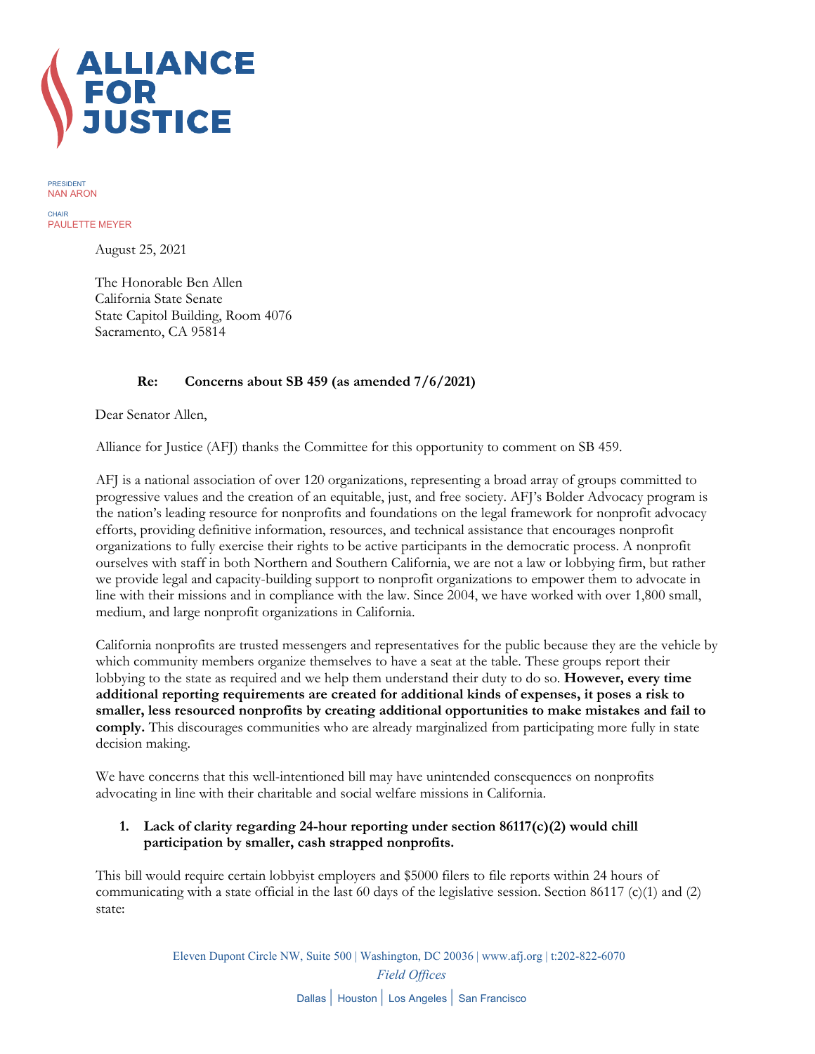# ALLIANCE FOR JUSTICE

PRESIDENT
NAN ARON

CHAIR
PAULETTE MEYER

August 25, 2021

The Honorable Ben Allen
California State Senate
State Capitol Building, Room 4076
Sacramento, CA 95814

**Re: Concerns about SB 459 (as amended 7/6/2021)**

Dear Senator Allen,

Alliance for Justice (AFJ) thanks the Committee for this opportunity to comment on SB 459.

AFJ is a national association of over 120 organizations, representing a broad array of groups committed to progressive values and the creation of an equitable, just, and free society. AFJ's Bolder Advocacy program is the nation's leading resource for nonprofits and foundations on the legal framework for nonprofit advocacy efforts, providing definitive information, resources, and technical assistance that encourages nonprofit organizations to fully exercise their rights to be active participants in the democratic process. A nonprofit ourselves with staff in both Northern and Southern California, we are not a law or lobbying firm, but rather we provide legal and capacity-building support to nonprofit organizations to empower them to advocate in line with their missions and in compliance with the law. Since 2004, we have worked with over 1,800 small, medium, and large nonprofit organizations in California.

California nonprofits are trusted messengers and representatives for the public because they are the vehicle by which community members organize themselves to have a seat at the table. These groups report their lobbying to the state as required and we help them understand their duty to do so. **However, every time additional reporting requirements are created for additional kinds of expenses, it poses a risk to smaller, less resourced nonprofits by creating additional opportunities to make mistakes and fail to comply.** This discourages communities who are already marginalized from participating more fully in state decision making.

We have concerns that this well-intentioned bill may have unintended consequences on nonprofits advocating in line with their charitable and social welfare missions in California.

1. **Lack of clarity regarding 24-hour reporting under section 86117(c)(2) would chill participation by smaller, cash strapped nonprofits.**

This bill would require certain lobbyist employers and $5000 filers to file reports within 24 hours of communicating with a state official in the last 60 days of the legislative session. Section 86117 (c)(1) and (2) state:

Eleven Dupont Circle NW, Suite 500 | Washington, DC 20036 | www.afj.org | t:202-822-6070
*Field Offices*
Dallas | Houston | Los Angeles | San Francisco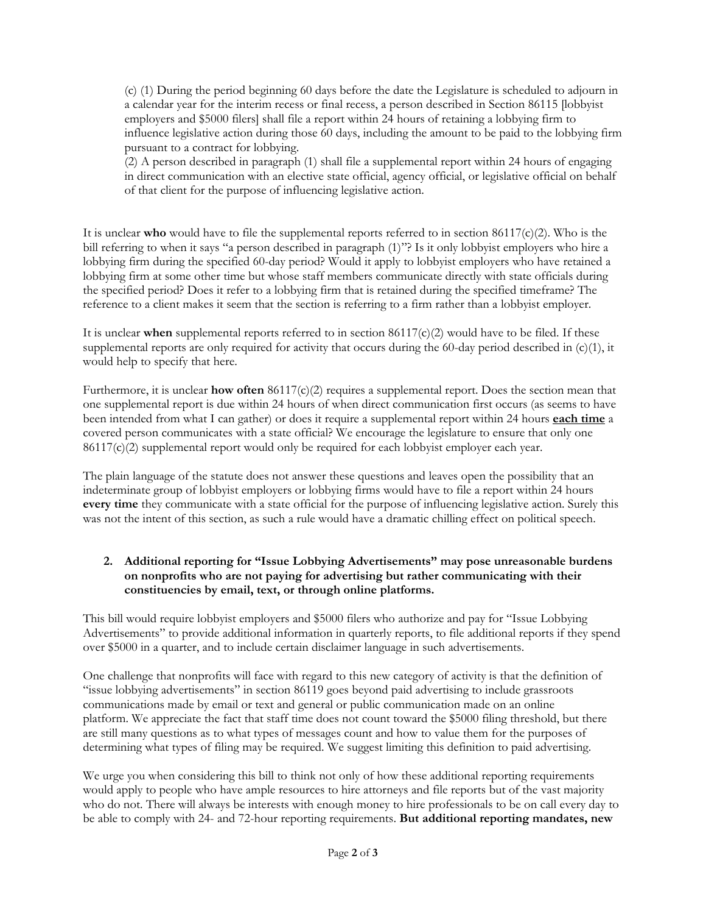(c) (1) During the period beginning 60 days before the date the Legislature is scheduled to adjourn in a calendar year for the interim recess or final recess, a person described in Section 86115 [lobbyist employers and $5000 filers] shall file a report within 24 hours of retaining a lobbying firm to influence legislative action during those 60 days, including the amount to be paid to the lobbying firm pursuant to a contract for lobbying.

(2) A person described in paragraph (1) shall file a supplemental report within 24 hours of engaging in direct communication with an elective state official, agency official, or legislative official on behalf of that client for the purpose of influencing legislative action.

It is unclear **who** would have to file the supplemental reports referred to in section 86117(c)(2). Who is the bill referring to when it says "a person described in paragraph (1)"? Is it only lobbyist employers who hire a lobbying firm during the specified 60-day period? Would it apply to lobbyist employers who have retained a lobbying firm at some other time but whose staff members communicate directly with state officials during the specified period? Does it refer to a lobbying firm that is retained during the specified timeframe? The reference to a client makes it seem that the section is referring to a firm rather than a lobbyist employer.

It is unclear **when** supplemental reports referred to in section 86117(c)(2) would have to be filed. If these supplemental reports are only required for activity that occurs during the 60-day period described in (c)(1), it would help to specify that here.

Furthermore, it is unclear **how often** 86117(c)(2) requires a supplemental report. Does the section mean that one supplemental report is due within 24 hours of when direct communication first occurs (as seems to have been intended from what I can gather) or does it require a supplemental report within 24 hours **each time** a covered person communicates with a state official? We encourage the legislature to ensure that only one 86117(c)(2) supplemental report would only be required for each lobbyist employer each year.

The plain language of the statute does not answer these questions and leaves open the possibility that an indeterminate group of lobbyist employers or lobbying firms would have to file a report within 24 hours **every time** they communicate with a state official for the purpose of influencing legislative action. Surely this was not the intent of this section, as such a rule would have a dramatic chilling effect on political speech.

2. **Additional reporting for "Issue Lobbying Advertisements" may pose unreasonable burdens on nonprofits who are not paying for advertising but rather communicating with their constituencies by email, text, or through online platforms.**

This bill would require lobbyist employers and $5000 filers who authorize and pay for "Issue Lobbying Advertisements" to provide additional information in quarterly reports, to file additional reports if they spend over $5000 in a quarter, and to include certain disclaimer language in such advertisements.

One challenge that nonprofits will face with regard to this new category of activity is that the definition of "issue lobbying advertisements" in section 86119 goes beyond paid advertising to include grassroots communications made by email or text and general or public communication made on an online platform. We appreciate the fact that staff time does not count toward the $5000 filing threshold, but there are still many questions as to what types of messages count and how to value them for the purposes of determining what types of filing may be required. We suggest limiting this definition to paid advertising.

We urge you when considering this bill to think not only of how these additional reporting requirements would apply to people who have ample resources to hire attorneys and file reports but of the vast majority who do not. There will always be interests with enough money to hire professionals to be on call every day to be able to comply with 24- and 72-hour reporting requirements. **But additional reporting mandates, new**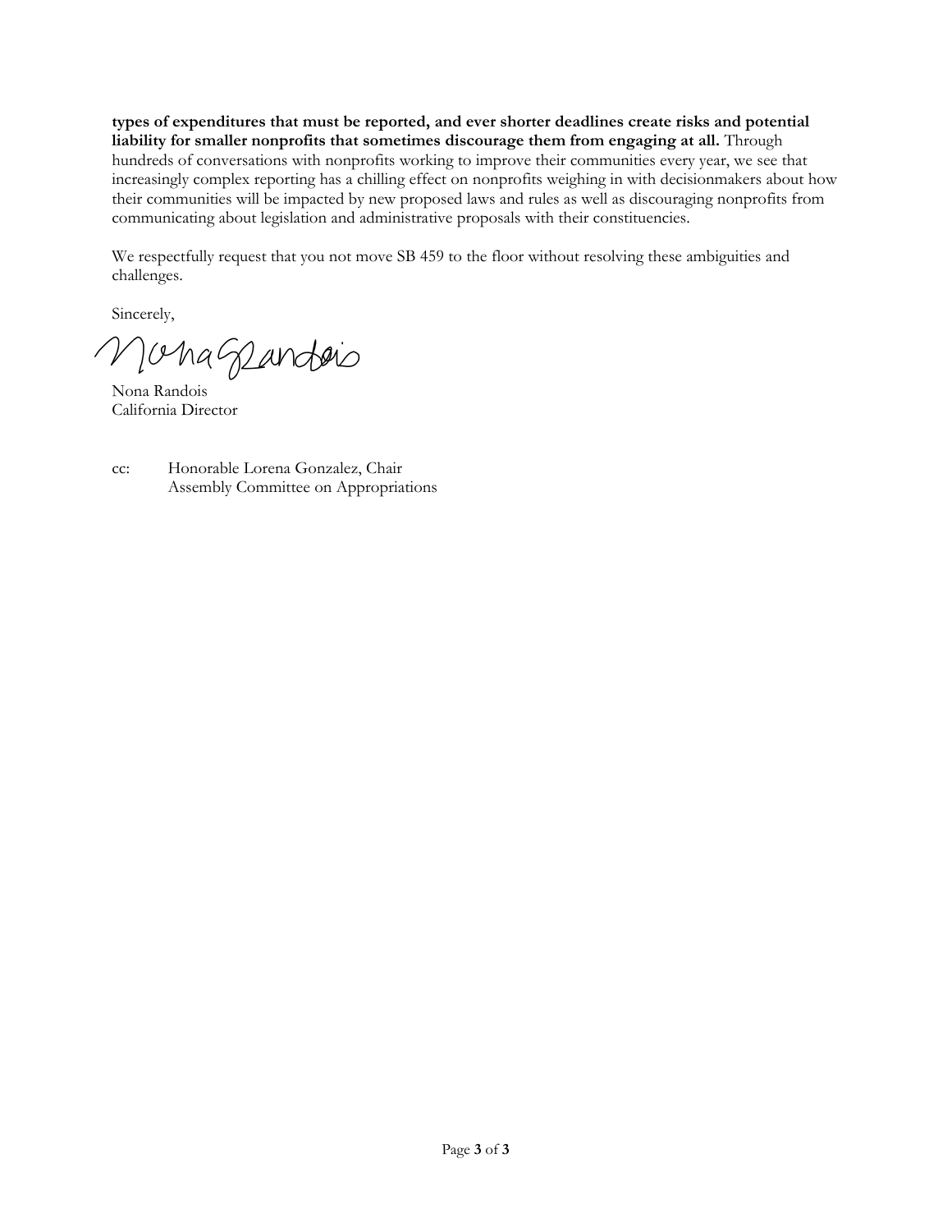**types of expenditures that must be reported, and ever shorter deadlines create risks and potential liability for smaller nonprofits that sometimes discourage them from engaging at all.** Through hundreds of conversations with nonprofits working to improve their communities every year, we see that increasingly complex reporting has a chilling effect on nonprofits weighing in with decisionmakers about how their communities will be impacted by new proposed laws and rules as well as discouraging nonprofits from communicating about legislation and administrative proposals with their constituencies.

We respectfully request that you not move SB 459 to the floor without resolving these ambiguities and challenges.

Sincerely,

Nona Randois

Nona Randois
California Director

cc: Honorable Lorena Gonzalez, Chair
Assembly Committee on Appropriations